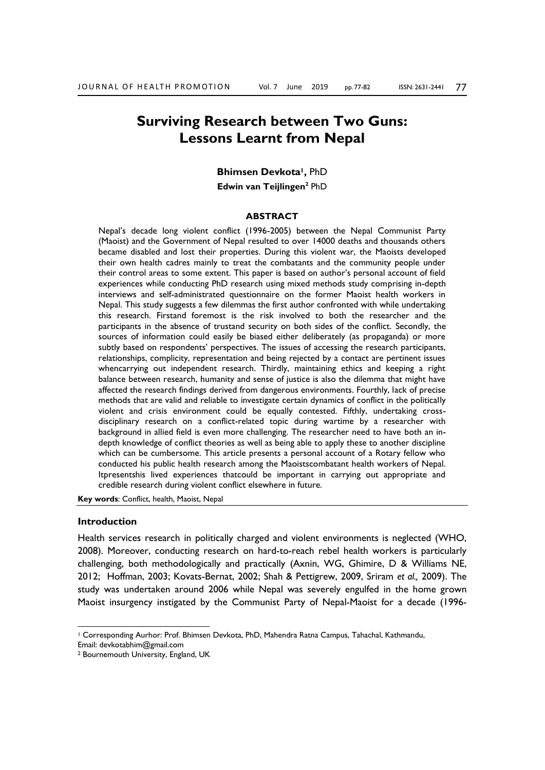# Surviving Research between Two Guns: Lessons Learnt from Nepal

**Bhimsen Devkota[1],** PhD

**Edwin van Teijlingen[2]** PhD

## ABSTRACT

Nepal's decade long violent conflict (1996-2005) between the Nepal Communist Party (Maoist) and the Government of Nepal resulted to over 14000 deaths and thousands others became disabled and lost their properties. During this violent war, the Maoists developed their own health cadres mainly to treat the combatants and the community people under their control areas to some extent. This paper is based on author's personal account of field experiences while conducting PhD research using mixed methods study comprising in-depth interviews and self-administrated questionnaire on the former Maoist health workers in Nepal. This study suggests a few dilemmas the first author confronted with while undertaking this research. Firstand foremost is the risk involved to both the researcher and the participants in the absence of trustand security on both sides of the conflict. Secondly, the sources of information could easily be biased either deliberately (as propaganda) or more subtly based on respondents' perspectives. The issues of accessing the research participants, relationships, complicity, representation and being rejected by a contact are pertinent issues whencarrying out independent research. Thirdly, maintaining ethics and keeping a right balance between research, humanity and sense of justice is also the dilemma that might have affected the research findings derived from dangerous environments. Fourthly, lack of precise methods that are valid and reliable to investigate certain dynamics of conflict in the politically violent and crisis environment could be equally contested. Fifthly, undertaking cross-disciplinary research on a conflict-related topic during wartime by a researcher with background in allied field is even more challenging. The researcher need to have both an in-depth knowledge of conflict theories as well as being able to apply these to another discipline which can be cumbersome. This article presents a personal account of a Rotary fellow who conducted his public health research among the Maoistscombatant health workers of Nepal. Itpresentshis lived experiences thatcould be important in carrying out appropriate and credible research during violent conflict elsewhere in future.

**Key words**: Conflict, health, Maoist, Nepal

### Introduction

Health services research in politically charged and violent environments is neglected (WHO, 2008). Moreover, conducting research on hard-to-reach rebel health workers is particularly challenging, both methodologically and practically (Axnin, WG, Ghimire, D & Williams NE, 2012; Hoffman, 2003; Kovats-Bernat, 2002; Shah & Pettigrew, 2009, Sriram *et al.,* 2009). The study was undertaken around 2006 while Nepal was severely engulfed in the home grown Maoist insurgency instigated by the Communist Party of Nepal-Maoist for a decade (1996-

---

[1] Corresponding Aurhor: Prof. Bhimsen Devkota, PhD, Mahendra Ratna Campus, Tahachal, Kathmandu, Email: devkotabhim@gmail.com

[2] Bournemouth University, England, UK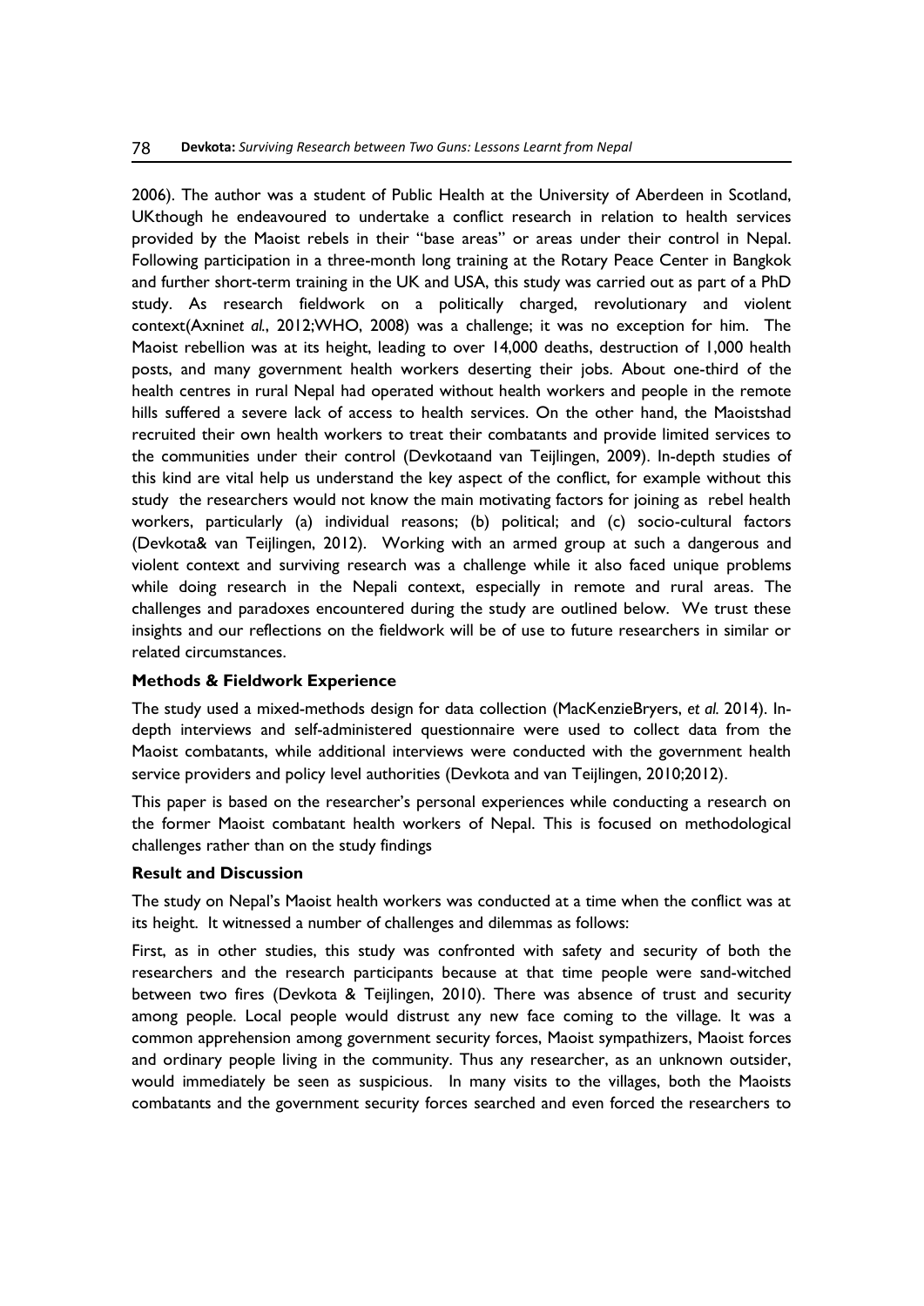2006). The author was a student of Public Health at the University of Aberdeen in Scotland, UKthough he endeavoured to undertake a conflict research in relation to health services provided by the Maoist rebels in their "base areas" or areas under their control in Nepal. Following participation in a three-month long training at the Rotary Peace Center in Bangkok and further short-term training in the UK and USA, this study was carried out as part of a PhD study. As research fieldwork on a politically charged, revolutionary and violent context(Axnin*et al.*, 2012;WHO, 2008) was a challenge; it was no exception for him. The Maoist rebellion was at its height, leading to over 14,000 deaths, destruction of 1,000 health posts, and many government health workers deserting their jobs. About one-third of the health centres in rural Nepal had operated without health workers and people in the remote hills suffered a severe lack of access to health services. On the other hand, the Maoistshad recruited their own health workers to treat their combatants and provide limited services to the communities under their control (Devkotaand van Teijlingen, 2009). In-depth studies of this kind are vital help us understand the key aspect of the conflict, for example without this study the researchers would not know the main motivating factors for joining as rebel health workers, particularly (a) individual reasons; (b) political; and (c) socio-cultural factors (Devkota& van Teijlingen, 2012). Working with an armed group at such a dangerous and violent context and surviving research was a challenge while it also faced unique problems while doing research in the Nepali context, especially in remote and rural areas. The challenges and paradoxes encountered during the study are outlined below. We trust these insights and our reflections on the fieldwork will be of use to future researchers in similar or related circumstances.

**Methods & Fieldwork Experience**

The study used a mixed-methods design for data collection (MacKenzieBryers, *et al.* 2014). In-depth interviews and self-administered questionnaire were used to collect data from the Maoist combatants, while additional interviews were conducted with the government health service providers and policy level authorities (Devkota and van Teijlingen, 2010;2012).

This paper is based on the researcher's personal experiences while conducting a research on the former Maoist combatant health workers of Nepal. This is focused on methodological challenges rather than on the study findings

**Result and Discussion**

The study on Nepal's Maoist health workers was conducted at a time when the conflict was at its height. It witnessed a number of challenges and dilemmas as follows:

First, as in other studies, this study was confronted with safety and security of both the researchers and the research participants because at that time people were sand-witched between two fires (Devkota & Teijlingen, 2010). There was absence of trust and security among people. Local people would distrust any new face coming to the village. It was a common apprehension among government security forces, Maoist sympathizers, Maoist forces and ordinary people living in the community. Thus any researcher, as an unknown outsider, would immediately be seen as suspicious. In many visits to the villages, both the Maoists combatants and the government security forces searched and even forced the researchers to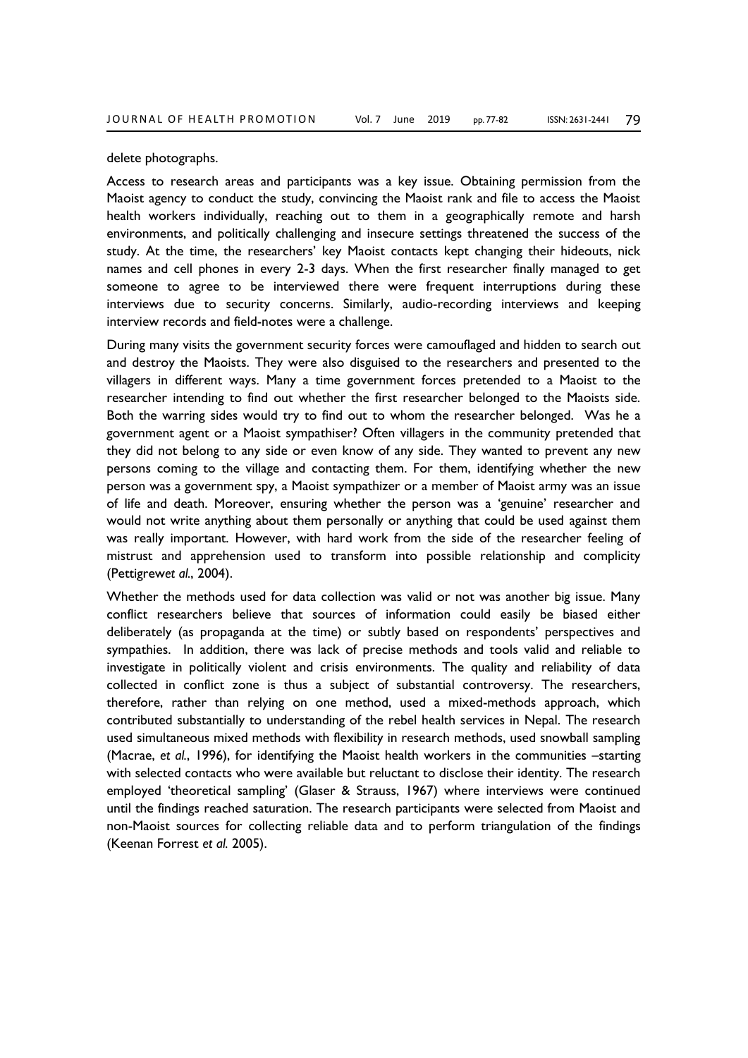delete photographs.

Access to research areas and participants was a key issue. Obtaining permission from the Maoist agency to conduct the study, convincing the Maoist rank and file to access the Maoist health workers individually, reaching out to them in a geographically remote and harsh environments, and politically challenging and insecure settings threatened the success of the study. At the time, the researchers' key Maoist contacts kept changing their hideouts, nick names and cell phones in every 2-3 days. When the first researcher finally managed to get someone to agree to be interviewed there were frequent interruptions during these interviews due to security concerns. Similarly, audio-recording interviews and keeping interview records and field-notes were a challenge.

During many visits the government security forces were camouflaged and hidden to search out and destroy the Maoists. They were also disguised to the researchers and presented to the villagers in different ways. Many a time government forces pretended to a Maoist to the researcher intending to find out whether the first researcher belonged to the Maoists side. Both the warring sides would try to find out to whom the researcher belonged. Was he a government agent or a Maoist sympathiser? Often villagers in the community pretended that they did not belong to any side or even know of any side. They wanted to prevent any new persons coming to the village and contacting them. For them, identifying whether the new person was a government spy, a Maoist sympathizer or a member of Maoist army was an issue of life and death. Moreover, ensuring whether the person was a 'genuine' researcher and would not write anything about them personally or anything that could be used against them was really important. However, with hard work from the side of the researcher feeling of mistrust and apprehension used to transform into possible relationship and complicity (Pettigrew*et al*., 2004).

Whether the methods used for data collection was valid or not was another big issue. Many conflict researchers believe that sources of information could easily be biased either deliberately (as propaganda at the time) or subtly based on respondents' perspectives and sympathies. In addition, there was lack of precise methods and tools valid and reliable to investigate in politically violent and crisis environments. The quality and reliability of data collected in conflict zone is thus a subject of substantial controversy. The researchers, therefore, rather than relying on one method, used a mixed-methods approach, which contributed substantially to understanding of the rebel health services in Nepal. The research used simultaneous mixed methods with flexibility in research methods, used snowball sampling (Macrae, *et al*., 1996), for identifying the Maoist health workers in the communities –starting with selected contacts who were available but reluctant to disclose their identity. The research employed 'theoretical sampling' (Glaser & Strauss, 1967) where interviews were continued until the findings reached saturation. The research participants were selected from Maoist and non-Maoist sources for collecting reliable data and to perform triangulation of the findings (Keenan Forrest *et al.* 2005).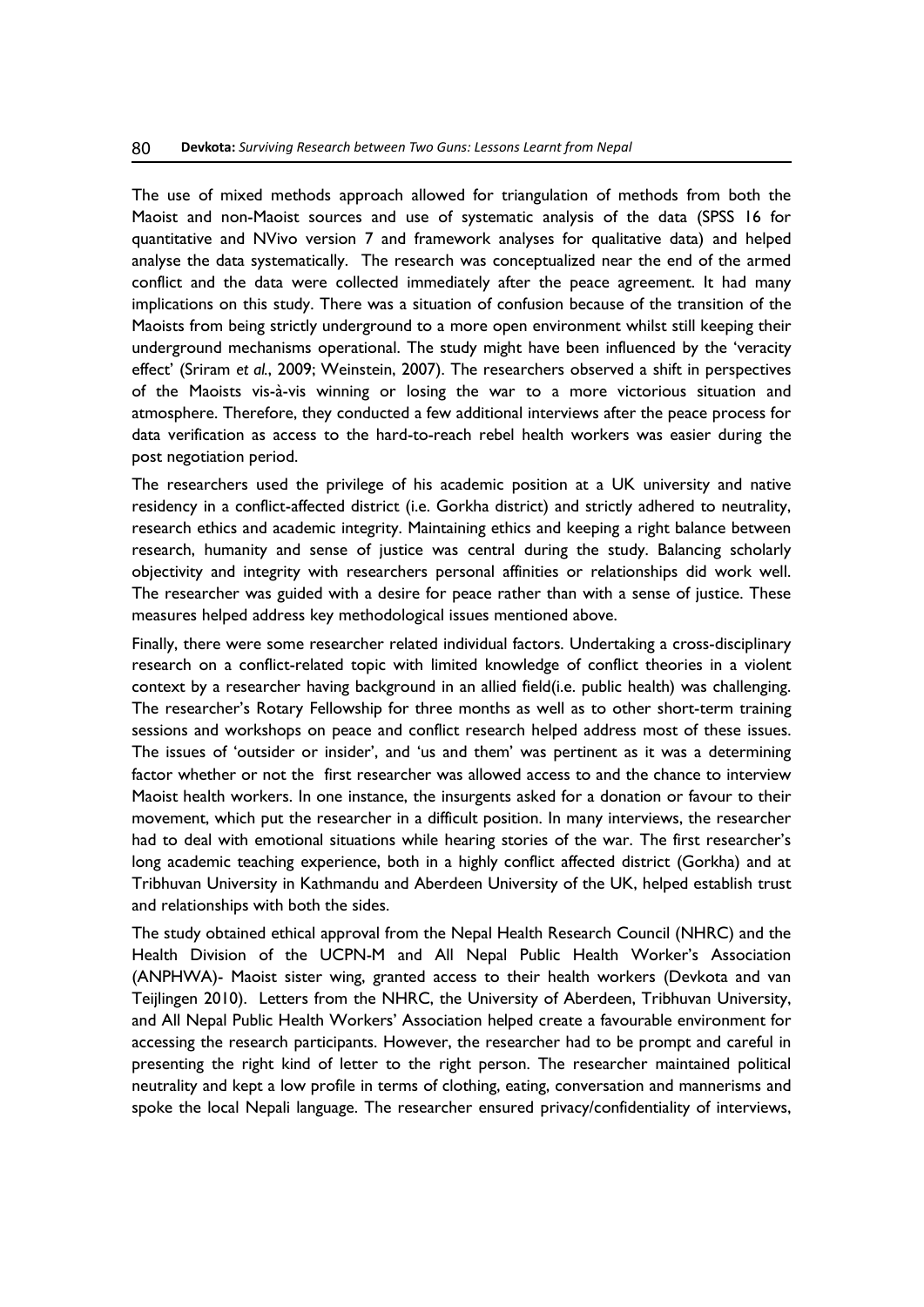The use of mixed methods approach allowed for triangulation of methods from both the Maoist and non-Maoist sources and use of systematic analysis of the data (SPSS 16 for quantitative and NVivo version 7 and framework analyses for qualitative data) and helped analyse the data systematically. The research was conceptualized near the end of the armed conflict and the data were collected immediately after the peace agreement. It had many implications on this study. There was a situation of confusion because of the transition of the Maoists from being strictly underground to a more open environment whilst still keeping their underground mechanisms operational. The study might have been influenced by the 'veracity effect' (Sriram *et al.*, 2009; Weinstein, 2007). The researchers observed a shift in perspectives of the Maoists vis-à-vis winning or losing the war to a more victorious situation and atmosphere. Therefore, they conducted a few additional interviews after the peace process for data verification as access to the hard-to-reach rebel health workers was easier during the post negotiation period.

The researchers used the privilege of his academic position at a UK university and native residency in a conflict-affected district (i.e. Gorkha district) and strictly adhered to neutrality, research ethics and academic integrity. Maintaining ethics and keeping a right balance between research, humanity and sense of justice was central during the study. Balancing scholarly objectivity and integrity with researchers personal affinities or relationships did work well. The researcher was guided with a desire for peace rather than with a sense of justice. These measures helped address key methodological issues mentioned above.

Finally, there were some researcher related individual factors. Undertaking a cross-disciplinary research on a conflict-related topic with limited knowledge of conflict theories in a violent context by a researcher having background in an allied field(i.e. public health) was challenging. The researcher's Rotary Fellowship for three months as well as to other short-term training sessions and workshops on peace and conflict research helped address most of these issues. The issues of 'outsider or insider', and 'us and them' was pertinent as it was a determining factor whether or not the first researcher was allowed access to and the chance to interview Maoist health workers. In one instance, the insurgents asked for a donation or favour to their movement, which put the researcher in a difficult position. In many interviews, the researcher had to deal with emotional situations while hearing stories of the war. The first researcher's long academic teaching experience, both in a highly conflict affected district (Gorkha) and at Tribhuvan University in Kathmandu and Aberdeen University of the UK, helped establish trust and relationships with both the sides.

The study obtained ethical approval from the Nepal Health Research Council (NHRC) and the Health Division of the UCPN-M and All Nepal Public Health Worker's Association (ANPHWA)- Maoist sister wing, granted access to their health workers (Devkota and van Teijlingen 2010). Letters from the NHRC, the University of Aberdeen, Tribhuvan University, and All Nepal Public Health Workers' Association helped create a favourable environment for accessing the research participants. However, the researcher had to be prompt and careful in presenting the right kind of letter to the right person. The researcher maintained political neutrality and kept a low profile in terms of clothing, eating, conversation and mannerisms and spoke the local Nepali language. The researcher ensured privacy/confidentiality of interviews,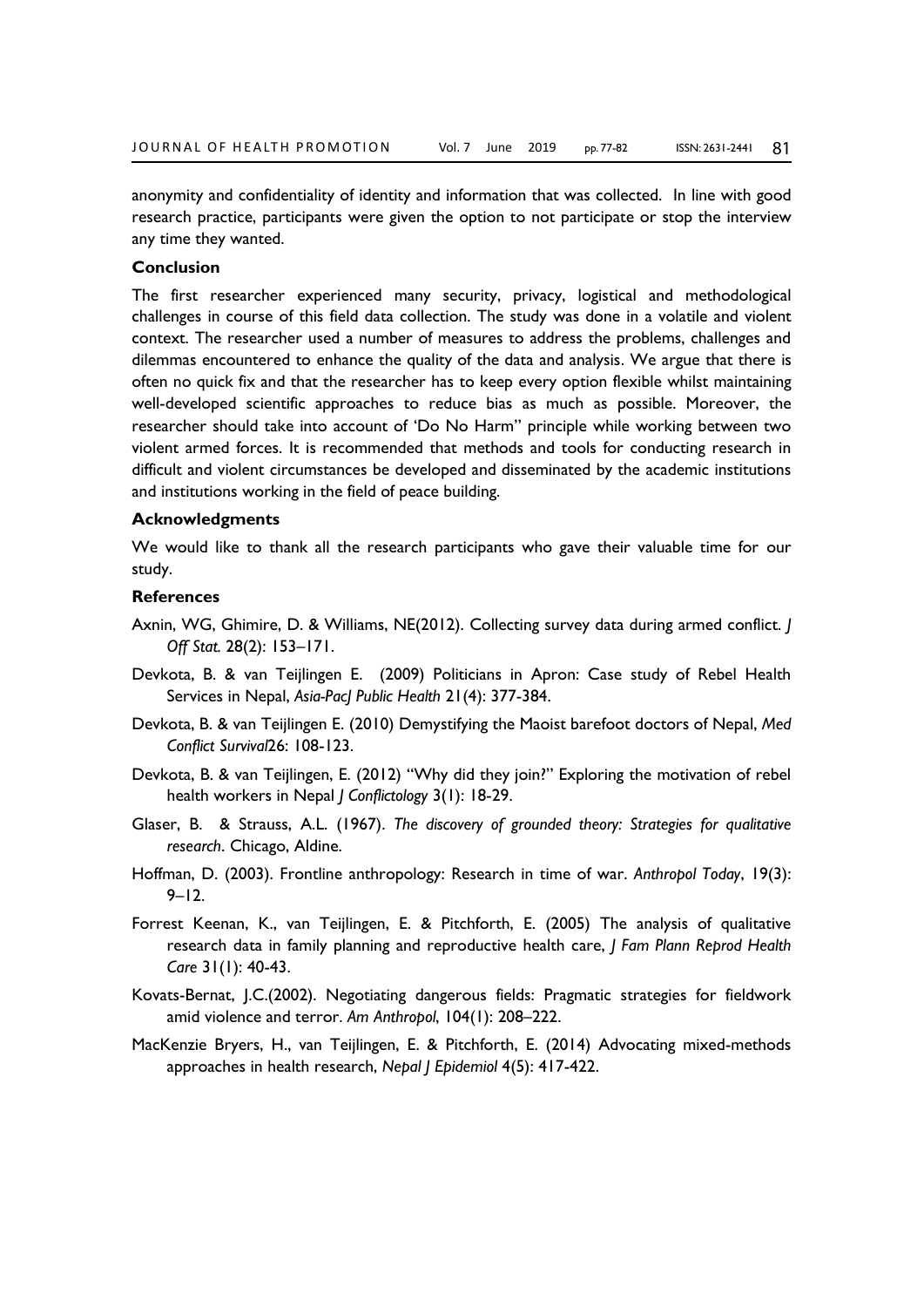anonymity and confidentiality of identity and information that was collected. In line with good research practice, participants were given the option to not participate or stop the interview any time they wanted.

### Conclusion

The first researcher experienced many security, privacy, logistical and methodological challenges in course of this field data collection. The study was done in a volatile and violent context. The researcher used a number of measures to address the problems, challenges and dilemmas encountered to enhance the quality of the data and analysis. We argue that there is often no quick fix and that the researcher has to keep every option flexible whilst maintaining well-developed scientific approaches to reduce bias as much as possible. Moreover, the researcher should take into account of 'Do No Harm" principle while working between two violent armed forces. It is recommended that methods and tools for conducting research in difficult and violent circumstances be developed and disseminated by the academic institutions and institutions working in the field of peace building.

### Acknowledgments

We would like to thank all the research participants who gave their valuable time for our study.

### References

Axnin, WG, Ghimire, D. & Williams, NE(2012). Collecting survey data during armed conflict. *J Off Stat.* 28(2): 153–171.

Devkota, B. & van Teijlingen E. (2009) Politicians in Apron: Case study of Rebel Health Services in Nepal, *Asia-PacJ Public Health* 21(4): 377-384.

Devkota, B. & van Teijlingen E. (2010) Demystifying the Maoist barefoot doctors of Nepal, *Med Conflict Survival*26: 108-123.

Devkota, B. & van Teijlingen, E. (2012) "Why did they join?" Exploring the motivation of rebel health workers in Nepal *J Conflictology* 3(1): 18-29.

Glaser, B. & Strauss, A.L. (1967). *The discovery of grounded theory: Strategies for qualitative research*. Chicago, Aldine.

Hoffman, D. (2003). Frontline anthropology: Research in time of war. *Anthropol Today*, 19(3): 9–12.

Forrest Keenan, K., van Teijlingen, E. & Pitchforth, E. (2005) The analysis of qualitative research data in family planning and reproductive health care, *J Fam Plann Reprod Health Care* 31(1): 40-43.

Kovats-Bernat, J.C.(2002). Negotiating dangerous fields: Pragmatic strategies for fieldwork amid violence and terror. *Am Anthropol*, 104(1): 208–222.

MacKenzie Bryers, H., van Teijlingen, E. & Pitchforth, E. (2014) Advocating mixed-methods approaches in health research, *Nepal J Epidemiol* 4(5): 417-422.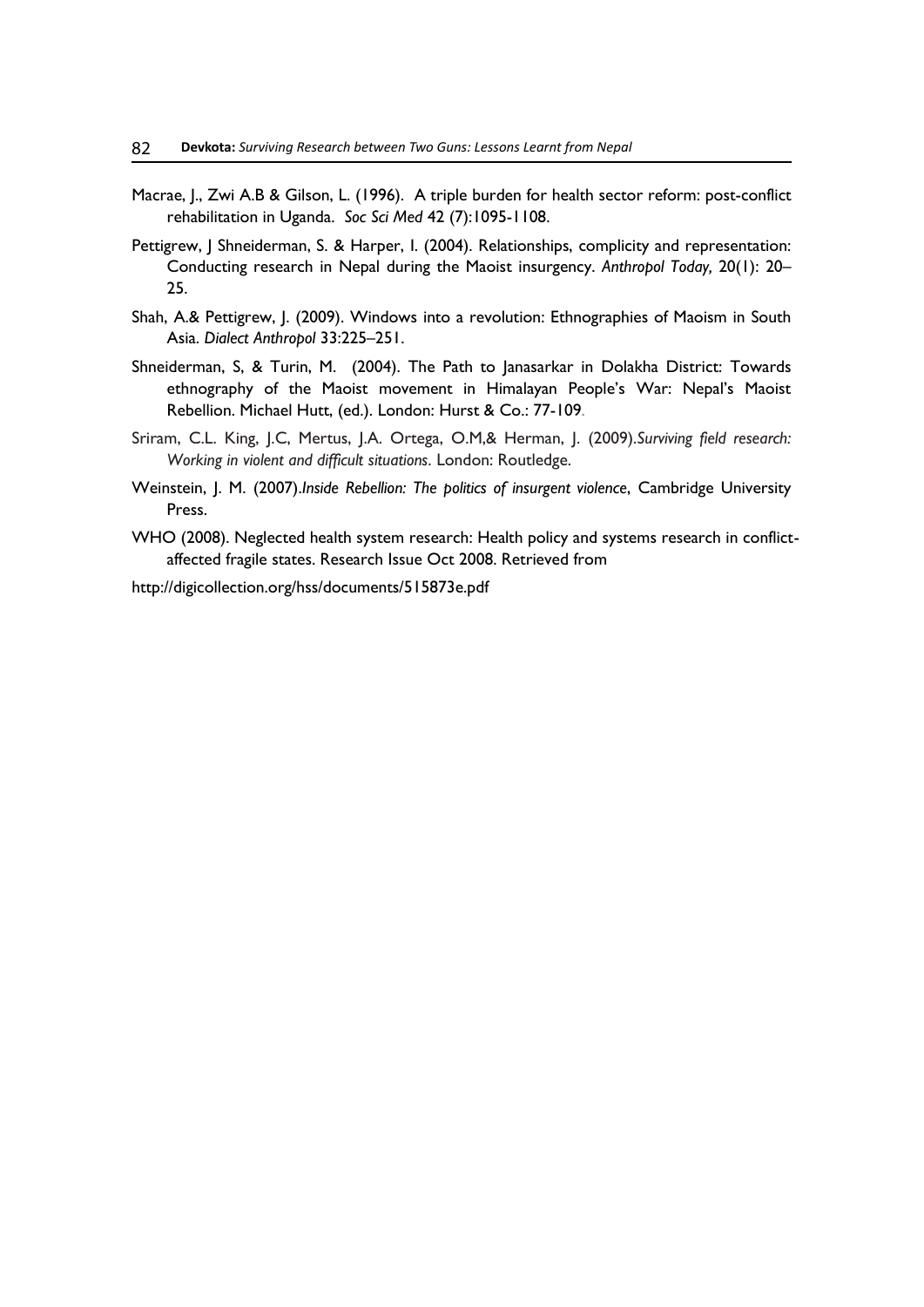Macrae, J., Zwi A.B & Gilson, L. (1996). A triple burden for health sector reform: post-conflict rehabilitation in Uganda. *Soc Sci Med* 42 (7):1095-1108.

Pettigrew, J Shneiderman, S. & Harper, I. (2004). Relationships, complicity and representation: Conducting research in Nepal during the Maoist insurgency. *Anthropol Today,* 20(1): 20–25.

Shah, A.& Pettigrew, J. (2009). Windows into a revolution: Ethnographies of Maoism in South Asia. *Dialect Anthropol* 33:225–251.

Shneiderman, S, & Turin, M. (2004). The Path to Janasarkar in Dolakha District: Towards ethnography of the Maoist movement in Himalayan People's War: Nepal's Maoist Rebellion. Michael Hutt, (ed.). London: Hurst & Co.: 77-109.

Sriram, C.L. King, J.C, Mertus, J.A. Ortega, O.M,& Herman, J. (2009).*Surviving field research: Working in violent and difficult situations*. London: Routledge.

Weinstein, J. M. (2007).*Inside Rebellion: The politics of insurgent violence*, Cambridge University Press.

WHO (2008). Neglected health system research: Health policy and systems research in conflict-affected fragile states. Research Issue Oct 2008. Retrieved from

http://digicollection.org/hss/documents/515873e.pdf